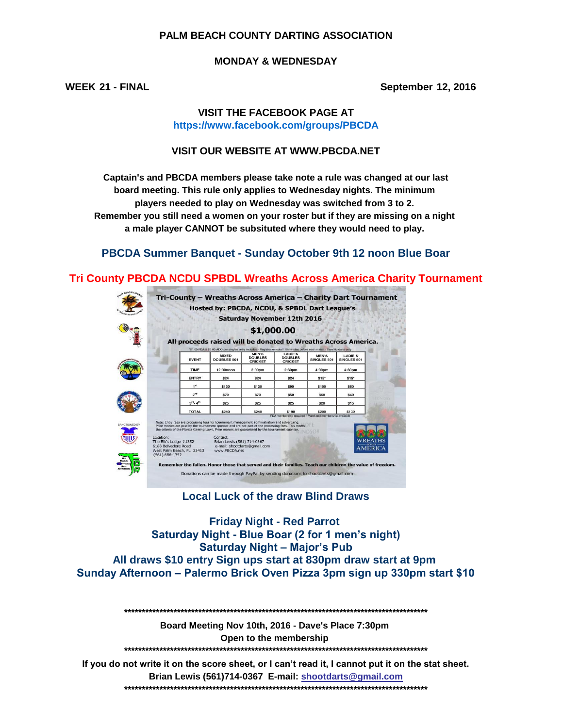# PALM BEACH COUNTY DARTING ASSOCIATION

## MONDAY & WEDNESDAY

**WEEK 21 - FINAL** **September 12, 2016**

**VISIT THE FACEBOOK PAGE AT**
**https://www.facebook.com/groups/PBCDA**

**VISIT OUR WEBSITE AT WWW.PBCDA.NET**

**Captain's and PBCDA members please take note a rule was changed at our last board meeting. This rule only applies to Wednesday nights. The minimum players needed to play on Wednesday was switched from 3 to 2. Remember you still need a women on your roster but if they are missing on a night a male player CANNOT be subsituted where they would need to play.**

**PBCDA Summer Banquet - Sunday October 9th 12 noon Blue Boar**

**Tri County PBCDA NCDU SPBDL Wreaths Across America Charity Tournament**

**Tri-County – Wreaths Across America – Charity Dart Tournament**
**Hosted by: PBCDA, NCDU, & SPBDL Dart League's**
**Saturday November 12th 2016**
**$1,000.00**
**All proceeds raised will be donated to Wreaths Across America.**

*$1.00 FDA & $2.00 ADO per singles entry included - Registration cutoff 10 minutes before each match - Steel tip darts only

| EVENT | MIXED DOUBLES 501 | MEN'S DOUBLES CRICKET | LADIE'S DOUBLES CRICKET | MEN'S SINGLES 501 | LADIE'S SINGLES 501 |
|---|---|---|---|---|---|
| TIME | 12:00noon | 2:00pm | 2:30pm | 4:00pm | 4:30pm |
| ENTRY | $24 | $24 | $24 | $15* | $15* |
| 1st | $120 | $120 | $90 | $100 | $60 |
| 2nd | $70 | $70 | $50 | $60 | $40 |
| 3rd-4th | $25 | $25 | $25 | $20 | $15 |
| TOTAL | $240 | $240 | $190 | $200 | $130 |

FDA membership required – Weekend membership available

Note: Entry fees are processing fees for tournament management administration and advertising. Prize monies are paid by the tournament sponsor and are not part of the processing fees. This meets the criteria of the Florida Gaming Laws. Prize monies are guaranteed by the tournament sponsor.

SANCTIONED BY

Location:
The Elk's Lodge #1352
6188 Belvedere Road
West Palm Beach, FL 33413
(561) 686-1352

Contact:
Brian Lewis (561) 714-0367
e-mail: shootdarts@gmail.com
www.PBCDA.net

WREATHS ACROSS AMERICA

**Remember the fallen. Honor those that served and their families. Teach our children the value of freedom.**

Donations can be made through PayPal by sending donations to shootdarts@gmail.com

**Local Luck of the draw Blind Draws**

**Friday Night - Red Parrot**
**Saturday Night - Blue Boar (2 for 1 men's night)**
**Saturday Night – Major's Pub**
**All draws $10 entry Sign ups start at 830pm draw start at 9pm**
**Sunday Afternoon – Palermo Brick Oven Pizza 3pm sign up 330pm start $10**

**********************************************************************************************

**Board Meeting Nov 10th, 2016 - Dave's Place 7:30pm**
**Open to the membership**

**********************************************************************************************

**If you do not write it on the score sheet, or I can't read it, I cannot put it on the stat sheet.**
**Brian Lewis (561)714-0367 E-mail: shootdarts@gmail.com**

**********************************************************************************************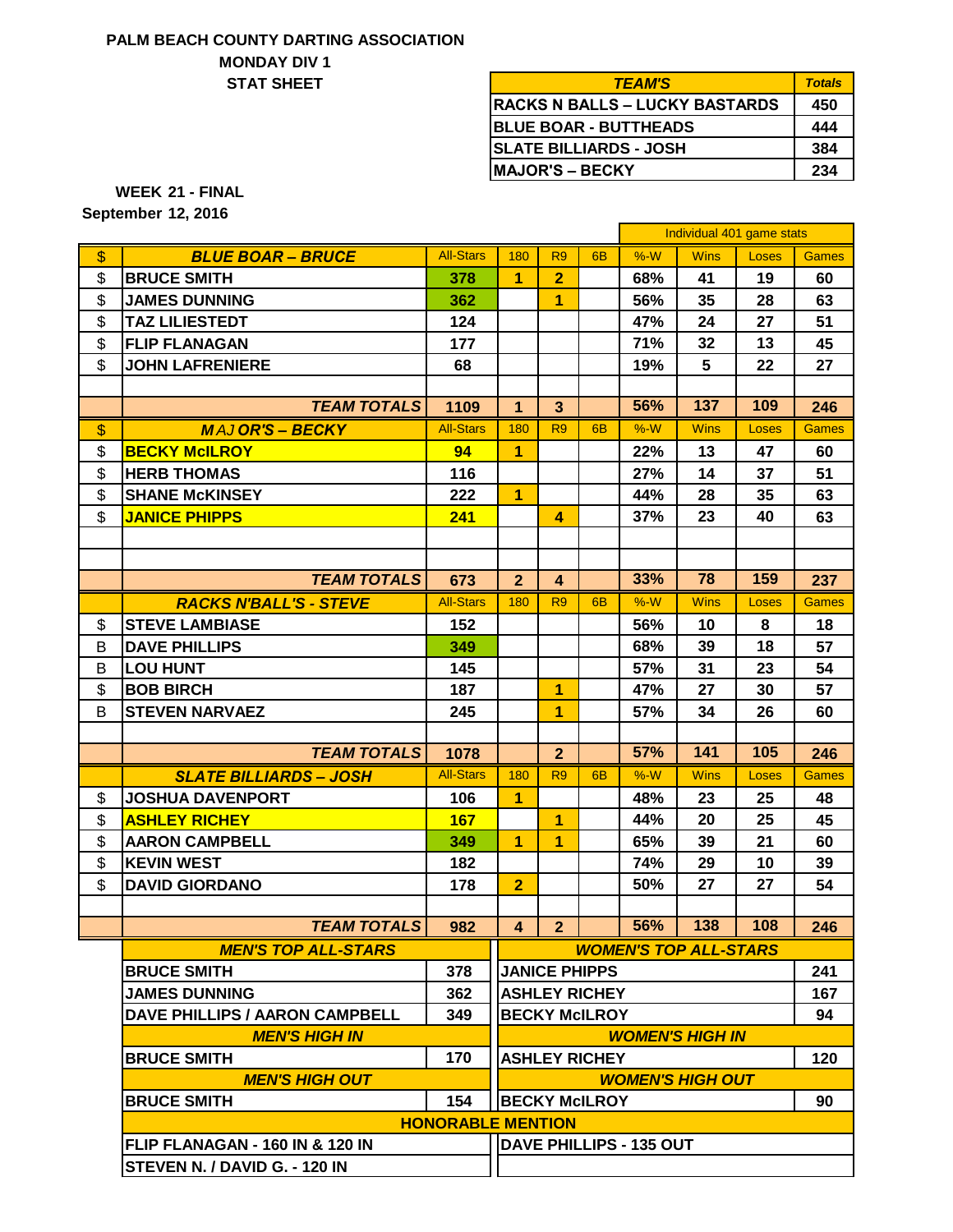**PALM BEACH COUNTY DARTING ASSOCIATION**

**MONDAY DIV 1**

**STAT SHEET**

| *TEAM'S* | *Totals* |
|---|---|
| RACKS N BALLS – LUCKY BASTARDS | 450 |
| BLUE BOAR - BUTTHEADS | 444 |
| SLATE BILLIARDS - JOSH | 384 |
| MAJOR'S – BECKY | 234 |

**WEEK 21 - FINAL**

**September 12, 2016**

| | | | | | | Individual 401 game stats | | | |
|---|---|---|---|---|---|---|---|---|---|
| $ | ***BLUE BOAR – BRUCE*** | All-Stars | 180 | R9 | 6B | %-W | Wins | Loses | Games |
| $ | BRUCE SMITH | 378 | 1 | 2 | | 68% | 41 | 19 | 60 |
| $ | JAMES DUNNING | 362 | | 1 | | 56% | 35 | 28 | 63 |
| $ | TAZ LILIESTEDT | 124 | | | | 47% | 24 | 27 | 51 |
| $ | FLIP FLANAGAN | 177 | | | | 71% | 32 | 13 | 45 |
| $ | JOHN LAFRENIERE | 68 | | | | 19% | 5 | 22 | 27 |
| | | | | | | | | | |
| | ***TEAM TOTALS*** | 1109 | 1 | 3 | | 56% | 137 | 109 | 246 |
| $ | ***MAJOR'S – BECKY*** | All-Stars | 180 | R9 | 6B | %-W | Wins | Loses | Games |
| $ | BECKY McILROY | 94 | 1 | | | 22% | 13 | 47 | 60 |
| $ | HERB THOMAS | 116 | | | | 27% | 14 | 37 | 51 |
| $ | SHANE McKINSEY | 222 | 1 | | | 44% | 28 | 35 | 63 |
| $ | JANICE PHIPPS | 241 | | 4 | | 37% | 23 | 40 | 63 |
| | | | | | | | | | |
| | | | | | | | | | |
| | ***TEAM TOTALS*** | 673 | 2 | 4 | | 33% | 78 | 159 | 237 |
| | ***RACKS N'BALL'S - STEVE*** | All-Stars | 180 | R9 | 6B | %-W | Wins | Loses | Games |
| $ | STEVE LAMBIASE | 152 | | | | 56% | 10 | 8 | 18 |
| B | DAVE PHILLIPS | 349 | | | | 68% | 39 | 18 | 57 |
| B | LOU HUNT | 145 | | | | 57% | 31 | 23 | 54 |
| $ | BOB BIRCH | 187 | | 1 | | 47% | 27 | 30 | 57 |
| B | STEVEN NARVAEZ | 245 | | 1 | | 57% | 34 | 26 | 60 |
| | | | | | | | | | |
| | ***TEAM TOTALS*** | 1078 | | 2 | | 57% | 141 | 105 | 246 |
| | ***SLATE BILLIARDS – JOSH*** | All-Stars | 180 | R9 | 6B | %-W | Wins | Loses | Games |
| $ | JOSHUA DAVENPORT | 106 | 1 | | | 48% | 23 | 25 | 48 |
| $ | ASHLEY RICHEY | 167 | | 1 | | 44% | 20 | 25 | 45 |
| $ | AARON CAMPBELL | 349 | 1 | 1 | | 65% | 39 | 21 | 60 |
| $ | KEVIN WEST | 182 | | | | 74% | 29 | 10 | 39 |
| $ | DAVID GIORDANO | 178 | 2 | | | 50% | 27 | 27 | 54 |
| | | | | | | | | | |
| | ***TEAM TOTALS*** | 982 | 4 | 2 | | 56% | 138 | 108 | 246 |

| ***MEN'S TOP ALL-STARS*** | | ***WOMEN'S TOP ALL-STARS*** | |
|---|---|---|---|
| BRUCE SMITH | 378 | JANICE PHIPPS | 241 |
| JAMES DUNNING | 362 | ASHLEY RICHEY | 167 |
| DAVE PHILLIPS / AARON CAMPBELL | 349 | BECKY McILROY | 94 |
| ***MEN'S HIGH IN*** | | ***WOMEN'S HIGH IN*** | |
| BRUCE SMITH | 170 | ASHLEY RICHEY | 120 |
| ***MEN'S HIGH OUT*** | | ***WOMEN'S HIGH OUT*** | |
| BRUCE SMITH | 154 | BECKY McILROY | 90 |

| ***HONORABLE MENTION*** | |
|---|---|
| FLIP FLANAGAN - 160 IN & 120 IN | DAVE PHILLIPS - 135 OUT |
| STEVEN N. / DAVID G. - 120 IN | |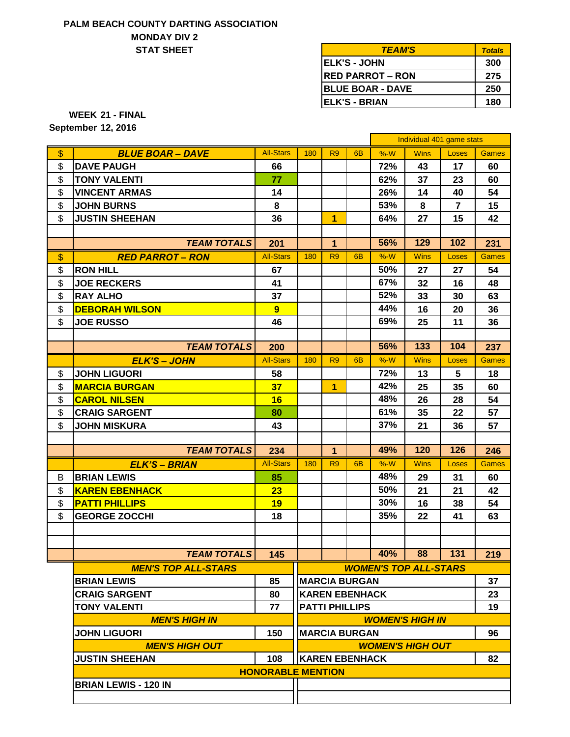**PALM BEACH COUNTY DARTING ASSOCIATION**
**MONDAY DIV 2**
**STAT SHEET**

| TEAM'S | Totals |
|---|---|
| ELK'S - JOHN | 300 |
| RED PARROT – RON | 275 |
| BLUE BOAR - DAVE | 250 |
| ELK'S - BRIAN | 180 |

**WEEK 21 - FINAL**
**September 12, 2016**

| | | | | | | Individual 401 game stats | | | |
|---|---|---|---|---|---|---|---|---|---|
| $ | BLUE BOAR – DAVE | All-Stars | 180 | R9 | 6B | %-W | Wins | Loses | Games |
| $ | DAVE PAUGH | 66 | | | | 72% | 43 | 17 | 60 |
| $ | TONY VALENTI | 77 | | | | 62% | 37 | 23 | 60 |
| $ | VINCENT ARMAS | 14 | | | | 26% | 14 | 40 | 54 |
| $ | JOHN BURNS | 8 | | | | 53% | 8 | 7 | 15 |
| $ | JUSTIN SHEEHAN | 36 | | 1 | | 64% | 27 | 15 | 42 |
| | | | | | | | | | |
| | TEAM TOTALS | 201 | | 1 | | 56% | 129 | 102 | 231 |
| $ | RED PARROT – RON | All-Stars | 180 | R9 | 6B | %-W | Wins | Loses | Games |
| $ | RON HILL | 67 | | | | 50% | 27 | 27 | 54 |
| $ | JOE RECKERS | 41 | | | | 67% | 32 | 16 | 48 |
| $ | RAY ALHO | 37 | | | | 52% | 33 | 30 | 63 |
| $ | DEBORAH WILSON | 9 | | | | 44% | 16 | 20 | 36 |
| $ | JOE RUSSO | 46 | | | | 69% | 25 | 11 | 36 |
| | | | | | | | | | |
| | TEAM TOTALS | 200 | | | | 56% | 133 | 104 | 237 |
| | ELK'S – JOHN | All-Stars | 180 | R9 | 6B | %-W | Wins | Loses | Games |
| $ | JOHN LIGUORI | 58 | | | | 72% | 13 | 5 | 18 |
| $ | MARCIA BURGAN | 37 | | 1 | | 42% | 25 | 35 | 60 |
| $ | CAROL NILSEN | 16 | | | | 48% | 26 | 28 | 54 |
| $ | CRAIG SARGENT | 80 | | | | 61% | 35 | 22 | 57 |
| $ | JOHN MISKURA | 43 | | | | 37% | 21 | 36 | 57 |
| | | | | | | | | | |
| | TEAM TOTALS | 234 | | 1 | | 49% | 120 | 126 | 246 |
| | ELK'S – BRIAN | All-Stars | 180 | R9 | 6B | %-W | Wins | Loses | Games |
| B | BRIAN LEWIS | 85 | | | | 48% | 29 | 31 | 60 |
| $ | KAREN EBENHACK | 23 | | | | 50% | 21 | 21 | 42 |
| $ | PATTI PHILLIPS | 19 | | | | 30% | 16 | 38 | 54 |
| $ | GEORGE ZOCCHI | 18 | | | | 35% | 22 | 41 | 63 |
| | | | | | | | | | |
| | | | | | | | | | |
| | TEAM TOTALS | 145 | | | | 40% | 88 | 131 | 219 |

| MEN'S TOP ALL-STARS | | WOMEN'S TOP ALL-STARS | |
|---|---|---|---|
| BRIAN LEWIS | 85 | MARCIA BURGAN | 37 |
| CRAIG SARGENT | 80 | KAREN EBENHACK | 23 |
| TONY VALENTI | 77 | PATTI PHILLIPS | 19 |
| **MEN'S HIGH IN** | | **WOMEN'S HIGH IN** | |
| JOHN LIGUORI | 150 | MARCIA BURGAN | 96 |
| **MEN'S HIGH OUT** | | **WOMEN'S HIGH OUT** | |
| JUSTIN SHEEHAN | 108 | KAREN EBENHACK | 82 |
| **HONORABLE MENTION** | | | |
| BRIAN LEWIS - 120 IN | | | |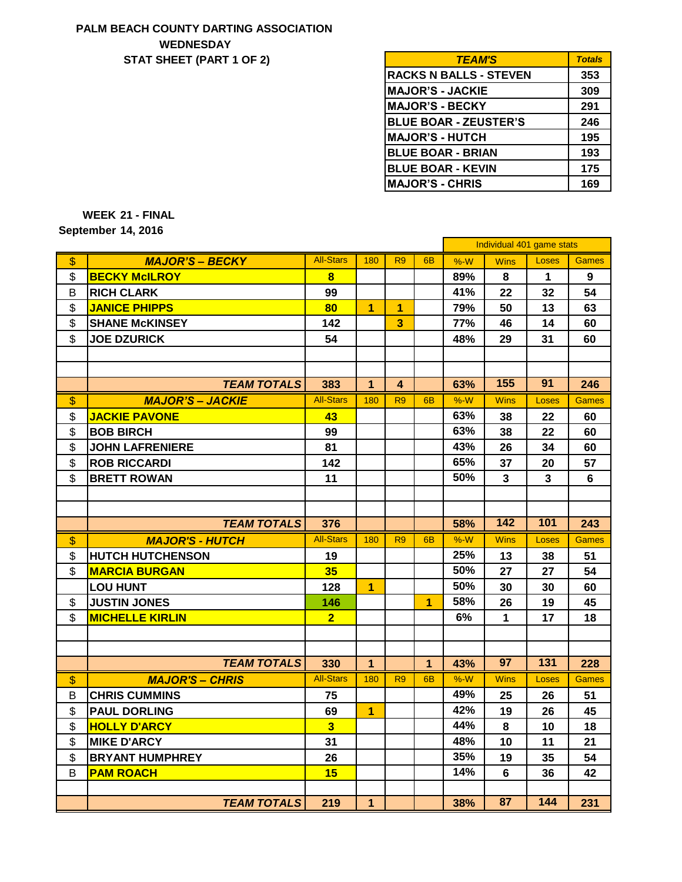**PALM BEACH COUNTY DARTING ASSOCIATION**
**WEDNESDAY**
**STAT SHEET (PART 1 OF 2)**

| TEAM'S | Totals |
|---|---|
| RACKS N BALLS - STEVEN | 353 |
| MAJOR'S - JACKIE | 309 |
| MAJOR'S - BECKY | 291 |
| BLUE BOAR - ZEUSTER'S | 246 |
| MAJOR'S - HUTCH | 195 |
| BLUE BOAR - BRIAN | 193 |
| BLUE BOAR - KEVIN | 175 |
| MAJOR'S - CHRIS | 169 |

**WEEK 21 - FINAL**
**September 14, 2016**

| | | | | | | Individual 401 game stats | | | |
|---|---|---|---|---|---|---|---|---|---|
| $ | MAJOR'S – BECKY | All-Stars | 180 | R9 | 6B | %-W | Wins | Loses | Games |
| $ | BECKY McILROY | 8 | | | | 89% | 8 | 1 | 9 |
| B | RICH CLARK | 99 | | | | 41% | 22 | 32 | 54 |
| $ | JANICE PHIPPS | 80 | 1 | 1 | | 79% | 50 | 13 | 63 |
| $ | SHANE McKINSEY | 142 | | 3 | | 77% | 46 | 14 | 60 |
| $ | JOE DZURICK | 54 | | | | 48% | 29 | 31 | 60 |
| | | | | | | | | | |
| | | | | | | | | | |
| | TEAM TOTALS | 383 | 1 | 4 | | 63% | 155 | 91 | 246 |
| $ | MAJOR'S – JACKIE | All-Stars | 180 | R9 | 6B | %-W | Wins | Loses | Games |
| $ | JACKIE PAVONE | 43 | | | | 63% | 38 | 22 | 60 |
| $ | BOB BIRCH | 99 | | | | 63% | 38 | 22 | 60 |
| $ | JOHN LAFRENIERE | 81 | | | | 43% | 26 | 34 | 60 |
| $ | ROB RICCARDI | 142 | | | | 65% | 37 | 20 | 57 |
| $ | BRETT ROWAN | 11 | | | | 50% | 3 | 3 | 6 |
| | | | | | | | | | |
| | | | | | | | | | |
| | TEAM TOTALS | 376 | | | | 58% | 142 | 101 | 243 |
| $ | MAJOR'S - HUTCH | All-Stars | 180 | R9 | 6B | %-W | Wins | Loses | Games |
| $ | HUTCH HUTCHENSON | 19 | | | | 25% | 13 | 38 | 51 |
| $ | MARCIA BURGAN | 35 | | | | 50% | 27 | 27 | 54 |
| | LOU HUNT | 128 | 1 | | | 50% | 30 | 30 | 60 |
| $ | JUSTIN JONES | 146 | | | 1 | 58% | 26 | 19 | 45 |
| $ | MICHELLE KIRLIN | 2 | | | | 6% | 1 | 17 | 18 |
| | | | | | | | | | |
| | | | | | | | | | |
| | TEAM TOTALS | 330 | 1 | | 1 | 43% | 97 | 131 | 228 |
| $ | MAJOR'S – CHRIS | All-Stars | 180 | R9 | 6B | %-W | Wins | Loses | Games |
| B | CHRIS CUMMINS | 75 | | | | 49% | 25 | 26 | 51 |
| $ | PAUL DORLING | 69 | 1 | | | 42% | 19 | 26 | 45 |
| $ | HOLLY D'ARCY | 3 | | | | 44% | 8 | 10 | 18 |
| $ | MIKE D'ARCY | 31 | | | | 48% | 10 | 11 | 21 |
| $ | BRYANT HUMPHREY | 26 | | | | 35% | 19 | 35 | 54 |
| B | PAM ROACH | 15 | | | | 14% | 6 | 36 | 42 |
| | | | | | | | | | |
| | TEAM TOTALS | 219 | 1 | | | 38% | 87 | 144 | 231 |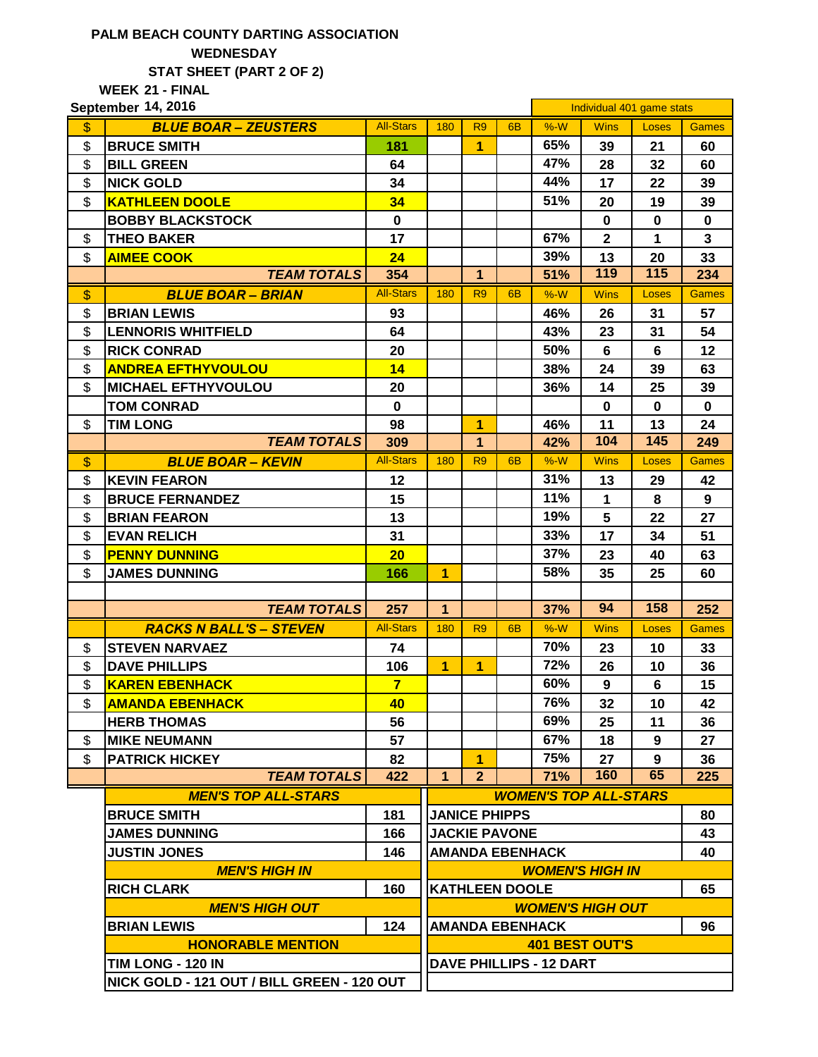PALM BEACH COUNTY DARTING ASSOCIATION

WEDNESDAY

STAT SHEET (PART 2 OF 2)

WEEK 21 - FINAL

September 14, 2016

| | | | | | | Individual 401 game stats | | | |
|---|---|---|---|---|---|---|---|---|---|
| $ | **BLUE BOAR – ZEUSTERS** | All-Stars | 180 | R9 | 6B | %-W | Wins | Loses | Games |
| $ | BRUCE SMITH | 181 | | 1 | | 65% | 39 | 21 | 60 |
| $ | BILL GREEN | 64 | | | | 47% | 28 | 32 | 60 |
| $ | NICK GOLD | 34 | | | | 44% | 17 | 22 | 39 |
| $ | KATHLEEN DOOLE | 34 | | | | 51% | 20 | 19 | 39 |
| | BOBBY BLACKSTOCK | 0 | | | | | 0 | 0 | 0 |
| $ | THEO BAKER | 17 | | | | 67% | 2 | 1 | 3 |
| $ | AIMEE COOK | 24 | | | | 39% | 13 | 20 | 33 |
| | **TEAM TOTALS** | 354 | | 1 | | 51% | 119 | 115 | 234 |
| $ | **BLUE BOAR – BRIAN** | All-Stars | 180 | R9 | 6B | %-W | Wins | Loses | Games |
| $ | BRIAN LEWIS | 93 | | | | 46% | 26 | 31 | 57 |
| $ | LENNORIS WHITFIELD | 64 | | | | 43% | 23 | 31 | 54 |
| $ | RICK CONRAD | 20 | | | | 50% | 6 | 6 | 12 |
| $ | ANDREA EFTHYVOULOU | 14 | | | | 38% | 24 | 39 | 63 |
| $ | MICHAEL EFTHYVOULOU | 20 | | | | 36% | 14 | 25 | 39 |
| | TOM CONRAD | 0 | | | | | 0 | 0 | 0 |
| $ | TIM LONG | 98 | | 1 | | 46% | 11 | 13 | 24 |
| | **TEAM TOTALS** | 309 | | 1 | | 42% | 104 | 145 | 249 |
| $ | **BLUE BOAR – KEVIN** | All-Stars | 180 | R9 | 6B | %-W | Wins | Loses | Games |
| $ | KEVIN FEARON | 12 | | | | 31% | 13 | 29 | 42 |
| $ | BRUCE FERNANDEZ | 15 | | | | 11% | 1 | 8 | 9 |
| $ | BRIAN FEARON | 13 | | | | 19% | 5 | 22 | 27 |
| $ | EVAN RELICH | 31 | | | | 33% | 17 | 34 | 51 |
| $ | PENNY DUNNING | 20 | | | | 37% | 23 | 40 | 63 |
| $ | JAMES DUNNING | 166 | 1 | | | 58% | 35 | 25 | 60 |
| | | | | | | | | | |
| | **TEAM TOTALS** | 257 | 1 | | | 37% | 94 | 158 | 252 |
| | **RACKS N BALL'S – STEVEN** | All-Stars | 180 | R9 | 6B | %-W | Wins | Loses | Games |
| $ | STEVEN NARVAEZ | 74 | | | | 70% | 23 | 10 | 33 |
| $ | DAVE PHILLIPS | 106 | 1 | 1 | | 72% | 26 | 10 | 36 |
| $ | KAREN EBENHACK | 7 | | | | 60% | 9 | 6 | 15 |
| $ | AMANDA EBENHACK | 40 | | | | 76% | 32 | 10 | 42 |
| | HERB THOMAS | 56 | | | | 69% | 25 | 11 | 36 |
| $ | MIKE NEUMANN | 57 | | | | 67% | 18 | 9 | 27 |
| $ | PATRICK HICKEY | 82 | | 1 | | 75% | 27 | 9 | 36 |
| | **TEAM TOTALS** | 422 | 1 | 2 | | 71% | 160 | 65 | 225 |

| **MEN'S TOP ALL-STARS** | | **WOMEN'S TOP ALL-STARS** | |
|---|---|---|---|
| BRUCE SMITH | 181 | JANICE PHIPPS | 80 |
| JAMES DUNNING | 166 | JACKIE PAVONE | 43 |
| JUSTIN JONES | 146 | AMANDA EBENHACK | 40 |
| **MEN'S HIGH IN** | | **WOMEN'S HIGH IN** | |
| RICH CLARK | 160 | KATHLEEN DOOLE | 65 |
| **MEN'S HIGH OUT** | | **WOMEN'S HIGH OUT** | |
| BRIAN LEWIS | 124 | AMANDA EBENHACK | 96 |
| **HONORABLE MENTION** | | **401 BEST OUT'S** | |
| TIM LONG - 120 IN | | DAVE PHILLIPS - 12 DART | |
| NICK GOLD - 121 OUT / BILL GREEN - 120 OUT | | | |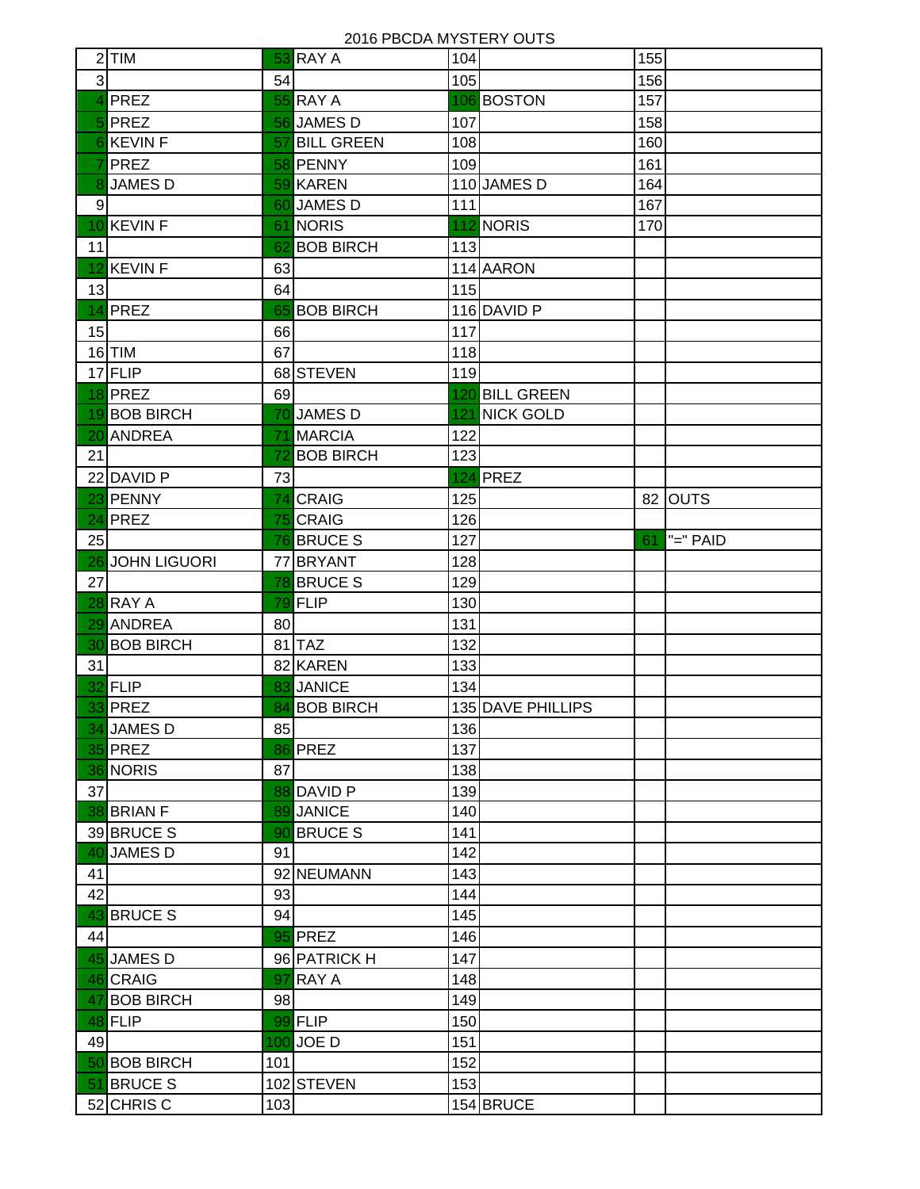# 2016 PBCDA MYSTERY OUTS

| | | | | | | | |
|---|---|---|---|---|---|---|---|
| 2 | TIM | 53 | RAY A | 104 | | 155 | |
| 3 | | 54 | | 105 | | 156 | |
| 4 | PREZ | 55 | RAY A | 106 | BOSTON | 157 | |
| 5 | PREZ | 56 | JAMES D | 107 | | 158 | |
| 6 | KEVIN F | 57 | BILL GREEN | 108 | | 160 | |
| 7 | PREZ | 58 | PENNY | 109 | | 161 | |
| 8 | JAMES D | 59 | KAREN | 110 | JAMES D | 164 | |
| 9 | | 60 | JAMES D | 111 | | 167 | |
| 10 | KEVIN F | 61 | NORIS | 112 | NORIS | 170 | |
| 11 | | 62 | BOB BIRCH | 113 | | | |
| 12 | KEVIN F | 63 | | 114 | AARON | | |
| 13 | | 64 | | 115 | | | |
| 14 | PREZ | 65 | BOB BIRCH | 116 | DAVID P | | |
| 15 | | 66 | | 117 | | | |
| 16 | TIM | 67 | | 118 | | | |
| 17 | FLIP | 68 | STEVEN | 119 | | | |
| 18 | PREZ | 69 | | 120 | BILL GREEN | | |
| 19 | BOB BIRCH | 70 | JAMES D | 121 | NICK GOLD | | |
| 20 | ANDREA | 71 | MARCIA | 122 | | | |
| 21 | | 72 | BOB BIRCH | 123 | | | |
| 22 | DAVID P | 73 | | 124 | PREZ | | |
| 23 | PENNY | 74 | CRAIG | 125 | | 82 | OUTS |
| 24 | PREZ | 75 | CRAIG | 126 | | | |
| 25 | | 76 | BRUCE S | 127 | | 61 | "=" PAID |
| 26 | JOHN LIGUORI | 77 | BRYANT | 128 | | | |
| 27 | | 78 | BRUCE S | 129 | | | |
| 28 | RAY A | 79 | FLIP | 130 | | | |
| 29 | ANDREA | 80 | | 131 | | | |
| 30 | BOB BIRCH | 81 | TAZ | 132 | | | |
| 31 | | 82 | KAREN | 133 | | | |
| 32 | FLIP | 83 | JANICE | 134 | | | |
| 33 | PREZ | 84 | BOB BIRCH | 135 | DAVE PHILLIPS | | |
| 34 | JAMES D | 85 | | 136 | | | |
| 35 | PREZ | 86 | PREZ | 137 | | | |
| 36 | NORIS | 87 | | 138 | | | |
| 37 | | 88 | DAVID P | 139 | | | |
| 38 | BRIAN F | 89 | JANICE | 140 | | | |
| 39 | BRUCE S | 90 | BRUCE S | 141 | | | |
| 40 | JAMES D | 91 | | 142 | | | |
| 41 | | 92 | NEUMANN | 143 | | | |
| 42 | | 93 | | 144 | | | |
| 43 | BRUCE S | 94 | | 145 | | | |
| 44 | | 95 | PREZ | 146 | | | |
| 45 | JAMES D | 96 | PATRICK H | 147 | | | |
| 46 | CRAIG | 97 | RAY A | 148 | | | |
| 47 | BOB BIRCH | 98 | | 149 | | | |
| 48 | FLIP | 99 | FLIP | 150 | | | |
| 49 | | 100 | JOE D | 151 | | | |
| 50 | BOB BIRCH | 101 | | 152 | | | |
| 51 | BRUCE S | 102 | STEVEN | 153 | | | |
| 52 | CHRIS C | 103 | | 154 | BRUCE | | |